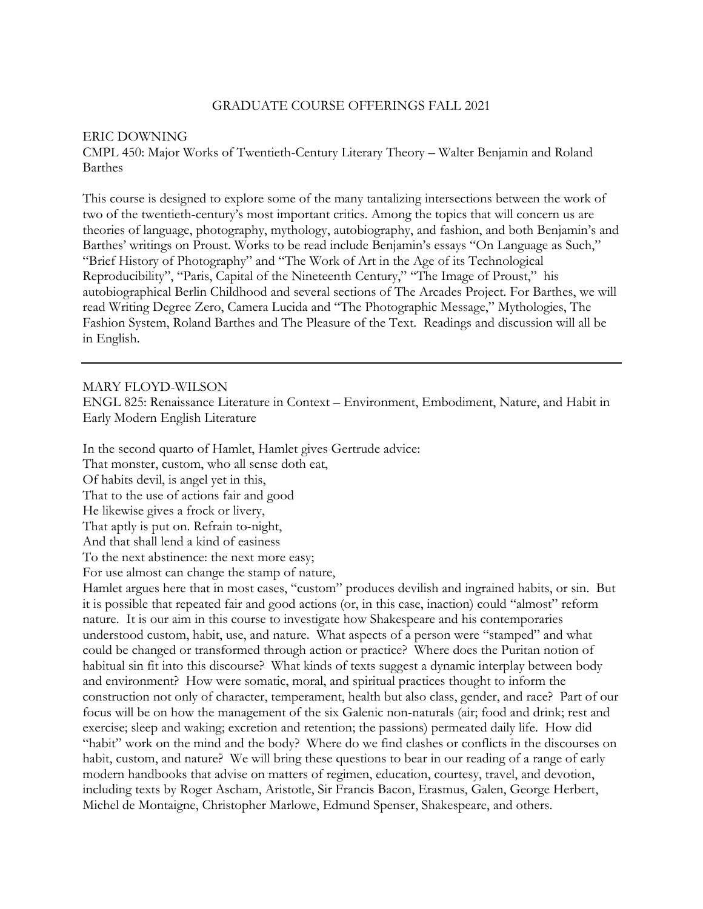# GRADUATE COURSE OFFERINGS FALL 2021

## ERIC DOWNING

### CMPL 450: Major Works of Twentieth-Century Literary Theory – Walter Benjamin and Roland Barthes

This course is designed to explore some of the many tantalizing intersections between the work of two of the twentieth-century's most important critics. Among the topics that will concern us are theories of language, photography, mythology, autobiography, and fashion, and both Benjamin's and Barthes' writings on Proust. Works to be read include Benjamin's essays "On Language as Such," "Brief History of Photography" and "The Work of Art in the Age of its Technological Reproducibility", "Paris, Capital of the Nineteenth Century," "The Image of Proust," his autobiographical Berlin Childhood and several sections of The Arcades Project. For Barthes, we will read Writing Degree Zero, Camera Lucida and "The Photographic Message," Mythologies, The Fashion System, Roland Barthes and The Pleasure of the Text. Readings and discussion will all be in English.

---

## MARY FLOYD-WILSON

### ENGL 825: Renaissance Literature in Context – Environment, Embodiment, Nature, and Habit in Early Modern English Literature

In the second quarto of Hamlet, Hamlet gives Gertrude advice:
That monster, custom, who all sense doth eat,
Of habits devil, is angel yet in this,
That to the use of actions fair and good
He likewise gives a frock or livery,
That aptly is put on. Refrain to-night,
And that shall lend a kind of easiness
To the next abstinence: the next more easy;
For use almost can change the stamp of nature,

Hamlet argues here that in most cases, "custom" produces devilish and ingrained habits, or sin. But it is possible that repeated fair and good actions (or, in this case, inaction) could "almost" reform nature. It is our aim in this course to investigate how Shakespeare and his contemporaries understood custom, habit, use, and nature. What aspects of a person were "stamped" and what could be changed or transformed through action or practice? Where does the Puritan notion of habitual sin fit into this discourse? What kinds of texts suggest a dynamic interplay between body and environment? How were somatic, moral, and spiritual practices thought to inform the construction not only of character, temperament, health but also class, gender, and race? Part of our focus will be on how the management of the six Galenic non-naturals (air; food and drink; rest and exercise; sleep and waking; excretion and retention; the passions) permeated daily life. How did "habit" work on the mind and the body? Where do we find clashes or conflicts in the discourses on habit, custom, and nature? We will bring these questions to bear in our reading of a range of early modern handbooks that advise on matters of regimen, education, courtesy, travel, and devotion, including texts by Roger Ascham, Aristotle, Sir Francis Bacon, Erasmus, Galen, George Herbert, Michel de Montaigne, Christopher Marlowe, Edmund Spenser, Shakespeare, and others.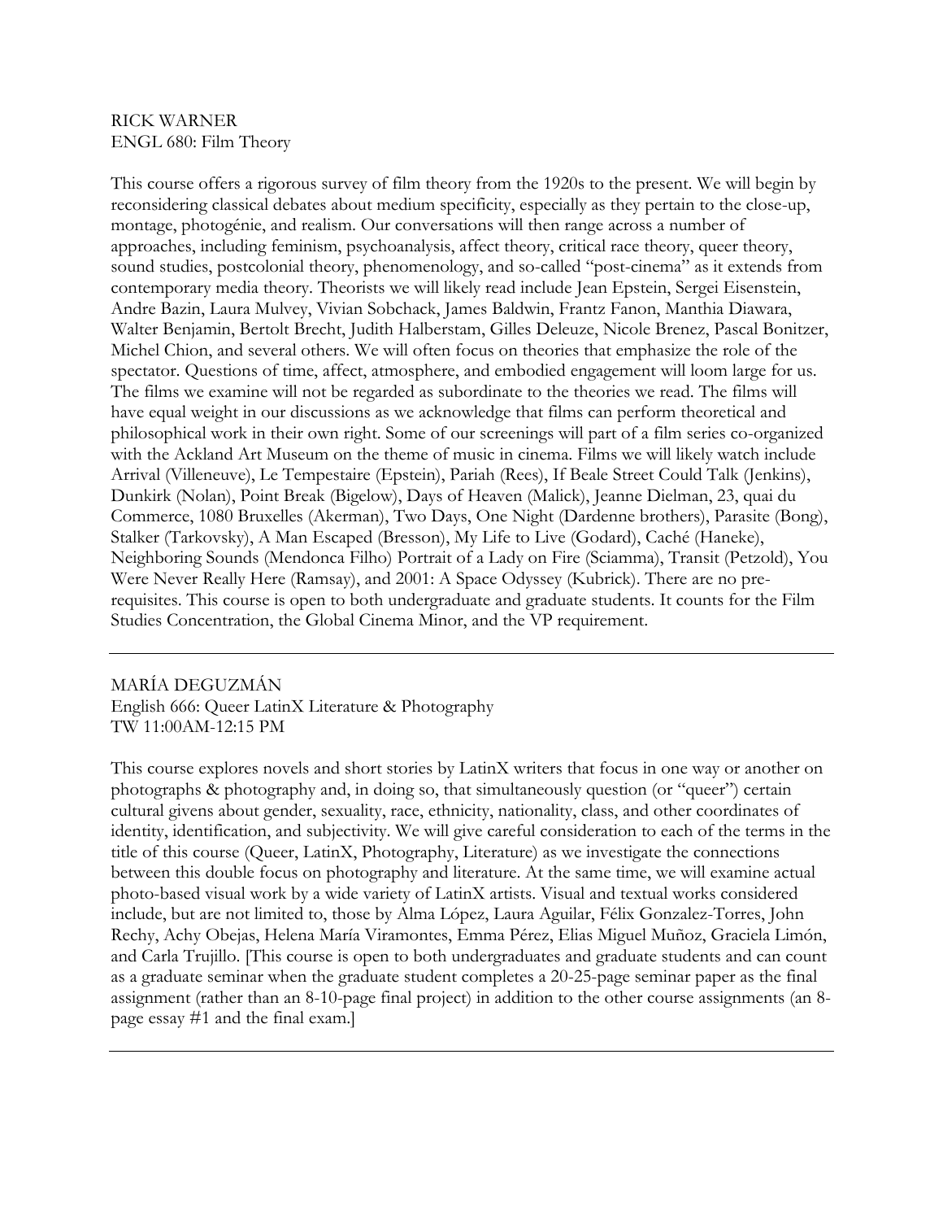RICK WARNER  
ENGL 680: Film Theory

This course offers a rigorous survey of film theory from the 1920s to the present. We will begin by reconsidering classical debates about medium specificity, especially as they pertain to the close-up, montage, photogénie, and realism. Our conversations will then range across a number of approaches, including feminism, psychoanalysis, affect theory, critical race theory, queer theory, sound studies, postcolonial theory, phenomenology, and so-called "post-cinema" as it extends from contemporary media theory. Theorists we will likely read include Jean Epstein, Sergei Eisenstein, Andre Bazin, Laura Mulvey, Vivian Sobchack, James Baldwin, Frantz Fanon, Manthia Diawara, Walter Benjamin, Bertolt Brecht, Judith Halberstam, Gilles Deleuze, Nicole Brenez, Pascal Bonitzer, Michel Chion, and several others. We will often focus on theories that emphasize the role of the spectator. Questions of time, affect, atmosphere, and embodied engagement will loom large for us. The films we examine will not be regarded as subordinate to the theories we read. The films will have equal weight in our discussions as we acknowledge that films can perform theoretical and philosophical work in their own right. Some of our screenings will part of a film series co-organized with the Ackland Art Museum on the theme of music in cinema. Films we will likely watch include Arrival (Villeneuve), Le Tempestaire (Epstein), Pariah (Rees), If Beale Street Could Talk (Jenkins), Dunkirk (Nolan), Point Break (Bigelow), Days of Heaven (Malick), Jeanne Dielman, 23, quai du Commerce, 1080 Bruxelles (Akerman), Two Days, One Night (Dardenne brothers), Parasite (Bong), Stalker (Tarkovsky), A Man Escaped (Bresson), My Life to Live (Godard), Caché (Haneke), Neighboring Sounds (Mendonca Filho) Portrait of a Lady on Fire (Sciamma), Transit (Petzold), You Were Never Really Here (Ramsay), and 2001: A Space Odyssey (Kubrick). There are no pre-requisites. This course is open to both undergraduate and graduate students. It counts for the Film Studies Concentration, the Global Cinema Minor, and the VP requirement.

---

MARÍA DEGUZMÁN  
English 666: Queer LatinX Literature & Photography  
TW 11:00AM-12:15 PM

This course explores novels and short stories by LatinX writers that focus in one way or another on photographs & photography and, in doing so, that simultaneously question (or "queer") certain cultural givens about gender, sexuality, race, ethnicity, nationality, class, and other coordinates of identity, identification, and subjectivity. We will give careful consideration to each of the terms in the title of this course (Queer, LatinX, Photography, Literature) as we investigate the connections between this double focus on photography and literature. At the same time, we will examine actual photo-based visual work by a wide variety of LatinX artists. Visual and textual works considered include, but are not limited to, those by Alma López, Laura Aguilar, Félix Gonzalez-Torres, John Rechy, Achy Obejas, Helena María Viramontes, Emma Pérez, Elias Miguel Muñoz, Graciela Limón, and Carla Trujillo. [This course is open to both undergraduates and graduate students and can count as a graduate seminar when the graduate student completes a 20-25-page seminar paper as the final assignment (rather than an 8-10-page final project) in addition to the other course assignments (an 8-page essay #1 and the final exam.]

---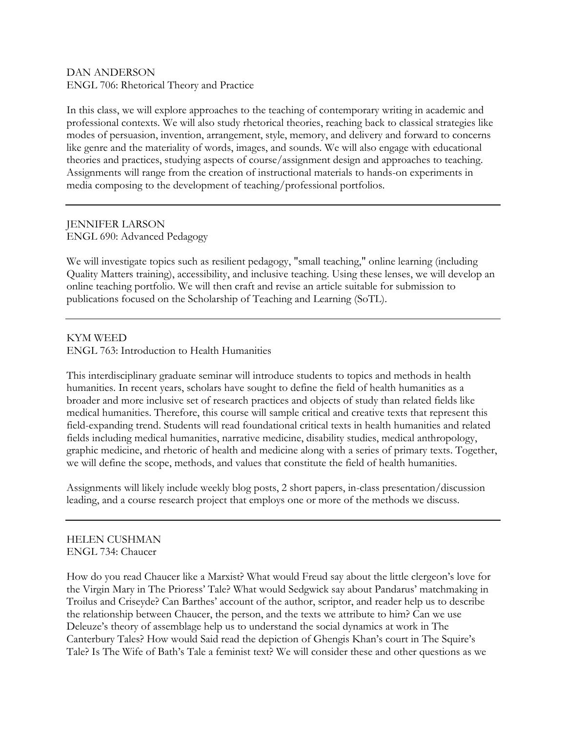DAN ANDERSON
ENGL 706: Rhetorical Theory and Practice

In this class, we will explore approaches to the teaching of contemporary writing in academic and professional contexts. We will also study rhetorical theories, reaching back to classical strategies like modes of persuasion, invention, arrangement, style, memory, and delivery and forward to concerns like genre and the materiality of words, images, and sounds. We will also engage with educational theories and practices, studying aspects of course/assignment design and approaches to teaching. Assignments will range from the creation of instructional materials to hands-on experiments in media composing to the development of teaching/professional portfolios.

---

JENNIFER LARSON
ENGL 690: Advanced Pedagogy

We will investigate topics such as resilient pedagogy, "small teaching," online learning (including Quality Matters training), accessibility, and inclusive teaching. Using these lenses, we will develop an online teaching portfolio. We will then craft and revise an article suitable for submission to publications focused on the Scholarship of Teaching and Learning (SoTL).

---

KYM WEED
ENGL 763: Introduction to Health Humanities

This interdisciplinary graduate seminar will introduce students to topics and methods in health humanities. In recent years, scholars have sought to define the field of health humanities as a broader and more inclusive set of research practices and objects of study than related fields like medical humanities. Therefore, this course will sample critical and creative texts that represent this field-expanding trend. Students will read foundational critical texts in health humanities and related fields including medical humanities, narrative medicine, disability studies, medical anthropology, graphic medicine, and rhetoric of health and medicine along with a series of primary texts. Together, we will define the scope, methods, and values that constitute the field of health humanities.

Assignments will likely include weekly blog posts, 2 short papers, in-class presentation/discussion leading, and a course research project that employs one or more of the methods we discuss.

---

HELEN CUSHMAN
ENGL 734: Chaucer

How do you read Chaucer like a Marxist? What would Freud say about the little clergeon's love for the Virgin Mary in The Prioress' Tale? What would Sedgwick say about Pandarus' matchmaking in Troilus and Criseyde? Can Barthes' account of the author, scriptor, and reader help us to describe the relationship between Chaucer, the person, and the texts we attribute to him? Can we use Deleuze's theory of assemblage help us to understand the social dynamics at work in The Canterbury Tales? How would Said read the depiction of Ghengis Khan's court in The Squire's Tale? Is The Wife of Bath's Tale a feminist text? We will consider these and other questions as we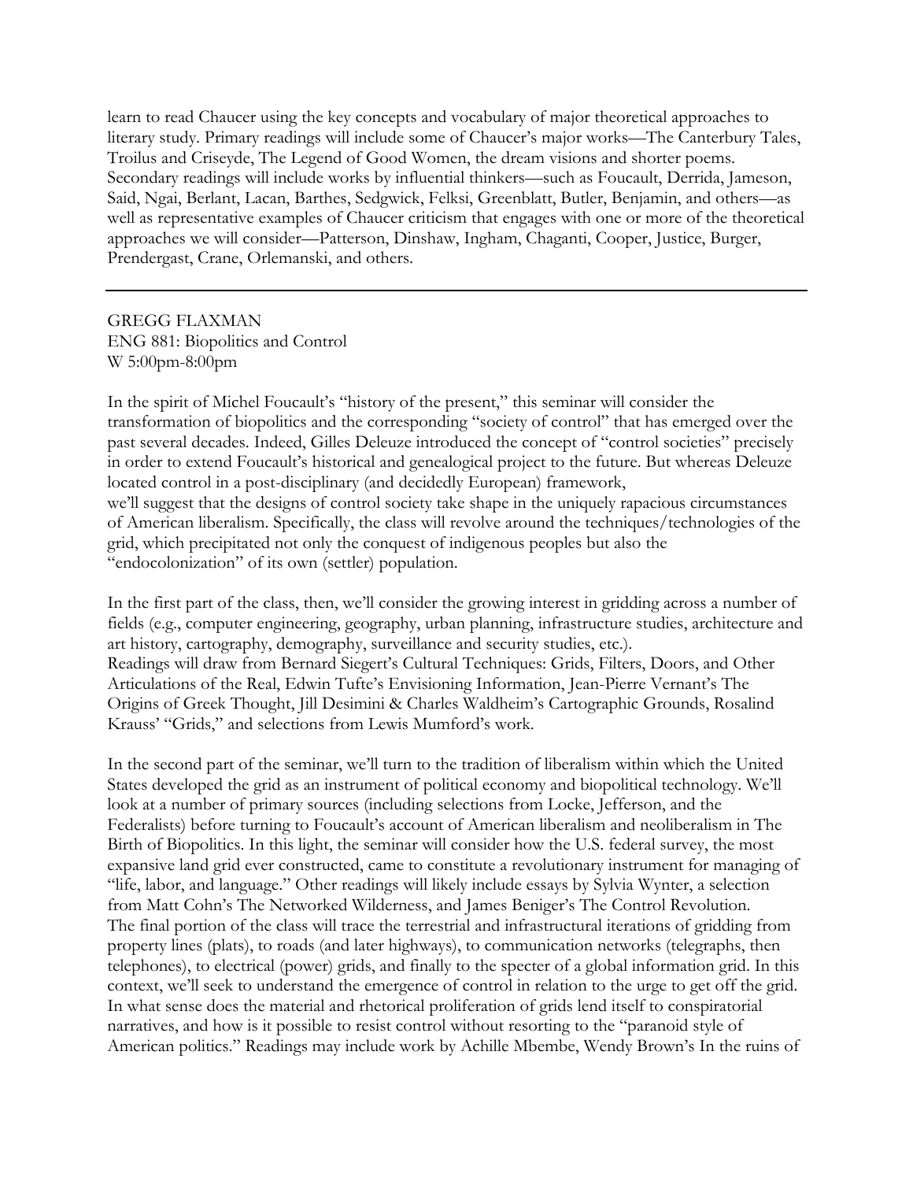learn to read Chaucer using the key concepts and vocabulary of major theoretical approaches to literary study. Primary readings will include some of Chaucer's major works—The Canterbury Tales, Troilus and Criseyde, The Legend of Good Women, the dream visions and shorter poems. Secondary readings will include works by influential thinkers—such as Foucault, Derrida, Jameson, Said, Ngai, Berlant, Lacan, Barthes, Sedgwick, Felksi, Greenblatt, Butler, Benjamin, and others—as well as representative examples of Chaucer criticism that engages with one or more of the theoretical approaches we will consider—Patterson, Dinshaw, Ingham, Chaganti, Cooper, Justice, Burger, Prendergast, Crane, Orlemanski, and others.

---

GREGG FLAXMAN
ENG 881: Biopolitics and Control
W 5:00pm-8:00pm

In the spirit of Michel Foucault's "history of the present," this seminar will consider the transformation of biopolitics and the corresponding "society of control" that has emerged over the past several decades. Indeed, Gilles Deleuze introduced the concept of "control societies" precisely in order to extend Foucault's historical and genealogical project to the future. But whereas Deleuze located control in a post-disciplinary (and decidedly European) framework,
we'll suggest that the designs of control society take shape in the uniquely rapacious circumstances of American liberalism. Specifically, the class will revolve around the techniques/technologies of the grid, which precipitated not only the conquest of indigenous peoples but also the "endocolonization" of its own (settler) population.

In the first part of the class, then, we'll consider the growing interest in gridding across a number of fields (e.g., computer engineering, geography, urban planning, infrastructure studies, architecture and art history, cartography, demography, surveillance and security studies, etc.).
Readings will draw from Bernard Siegert's Cultural Techniques: Grids, Filters, Doors, and Other Articulations of the Real, Edwin Tufte's Envisioning Information, Jean-Pierre Vernant's The Origins of Greek Thought, Jill Desimini & Charles Waldheim's Cartographic Grounds, Rosalind Krauss' "Grids," and selections from Lewis Mumford's work.

In the second part of the seminar, we'll turn to the tradition of liberalism within which the United States developed the grid as an instrument of political economy and biopolitical technology. We'll look at a number of primary sources (including selections from Locke, Jefferson, and the Federalists) before turning to Foucault's account of American liberalism and neoliberalism in The Birth of Biopolitics. In this light, the seminar will consider how the U.S. federal survey, the most expansive land grid ever constructed, came to constitute a revolutionary instrument for managing of "life, labor, and language." Other readings will likely include essays by Sylvia Wynter, a selection from Matt Cohn's The Networked Wilderness, and James Beniger's The Control Revolution.
The final portion of the class will trace the terrestrial and infrastructural iterations of gridding from property lines (plats), to roads (and later highways), to communication networks (telegraphs, then telephones), to electrical (power) grids, and finally to the specter of a global information grid. In this context, we'll seek to understand the emergence of control in relation to the urge to get off the grid. In what sense does the material and rhetorical proliferation of grids lend itself to conspiratorial narratives, and how is it possible to resist control without resorting to the "paranoid style of American politics." Readings may include work by Achille Mbembe, Wendy Brown's In the ruins of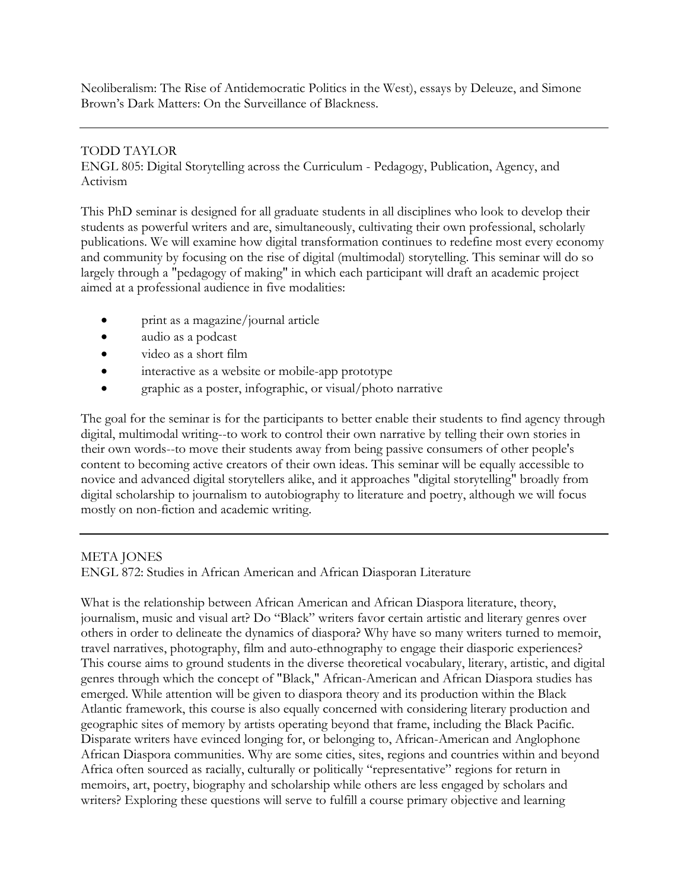Neoliberalism: The Rise of Antidemocratic Politics in the West), essays by Deleuze, and Simone Brown's Dark Matters: On the Surveillance of Blackness.

---

TODD TAYLOR
ENGL 805: Digital Storytelling across the Curriculum - Pedagogy, Publication, Agency, and Activism

This PhD seminar is designed for all graduate students in all disciplines who look to develop their students as powerful writers and are, simultaneously, cultivating their own professional, scholarly publications. We will examine how digital transformation continues to redefine most every economy and community by focusing on the rise of digital (multimodal) storytelling. This seminar will do so largely through a "pedagogy of making" in which each participant will draft an academic project aimed at a professional audience in five modalities:

- print as a magazine/journal article
- audio as a podcast
- video as a short film
- interactive as a website or mobile-app prototype
- graphic as a poster, infographic, or visual/photo narrative

The goal for the seminar is for the participants to better enable their students to find agency through digital, multimodal writing--to work to control their own narrative by telling their own stories in their own words--to move their students away from being passive consumers of other people's content to becoming active creators of their own ideas. This seminar will be equally accessible to novice and advanced digital storytellers alike, and it approaches "digital storytelling" broadly from digital scholarship to journalism to autobiography to literature and poetry, although we will focus mostly on non-fiction and academic writing.

---

META JONES
ENGL 872: Studies in African American and African Diasporan Literature

What is the relationship between African American and African Diaspora literature, theory, journalism, music and visual art? Do "Black" writers favor certain artistic and literary genres over others in order to delineate the dynamics of diaspora? Why have so many writers turned to memoir, travel narratives, photography, film and auto-ethnography to engage their diasporic experiences? This course aims to ground students in the diverse theoretical vocabulary, literary, artistic, and digital genres through which the concept of "Black," African-American and African Diaspora studies has emerged. While attention will be given to diaspora theory and its production within the Black Atlantic framework, this course is also equally concerned with considering literary production and geographic sites of memory by artists operating beyond that frame, including the Black Pacific. Disparate writers have evinced longing for, or belonging to, African-American and Anglophone African Diaspora communities. Why are some cities, sites, regions and countries within and beyond Africa often sourced as racially, culturally or politically "representative" regions for return in memoirs, art, poetry, biography and scholarship while others are less engaged by scholars and writers? Exploring these questions will serve to fulfill a course primary objective and learning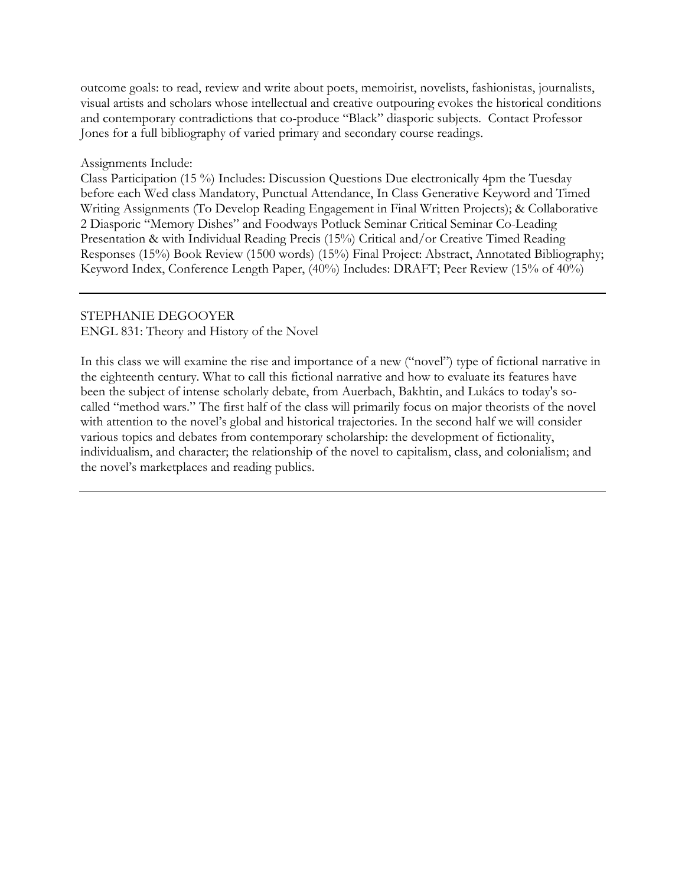outcome goals: to read, review and write about poets, memoirist, novelists, fashionistas, journalists, visual artists and scholars whose intellectual and creative outpouring evokes the historical conditions and contemporary contradictions that co-produce "Black" diasporic subjects. Contact Professor Jones for a full bibliography of varied primary and secondary course readings.

Assignments Include:
Class Participation (15 %) Includes: Discussion Questions Due electronically 4pm the Tuesday before each Wed class Mandatory, Punctual Attendance, In Class Generative Keyword and Timed Writing Assignments (To Develop Reading Engagement in Final Written Projects); & Collaborative 2 Diasporic "Memory Dishes" and Foodways Potluck Seminar Critical Seminar Co-Leading Presentation & with Individual Reading Precis (15%) Critical and/or Creative Timed Reading Responses (15%) Book Review (1500 words) (15%) Final Project: Abstract, Annotated Bibliography; Keyword Index, Conference Length Paper, (40%) Includes: DRAFT; Peer Review (15% of 40%)

---

STEPHANIE DEGOOYER
ENGL 831: Theory and History of the Novel

In this class we will examine the rise and importance of a new ("novel") type of fictional narrative in the eighteenth century. What to call this fictional narrative and how to evaluate its features have been the subject of intense scholarly debate, from Auerbach, Bakhtin, and Lukács to today's so-called "method wars." The first half of the class will primarily focus on major theorists of the novel with attention to the novel's global and historical trajectories. In the second half we will consider various topics and debates from contemporary scholarship: the development of fictionality, individualism, and character; the relationship of the novel to capitalism, class, and colonialism; and the novel's marketplaces and reading publics.

---